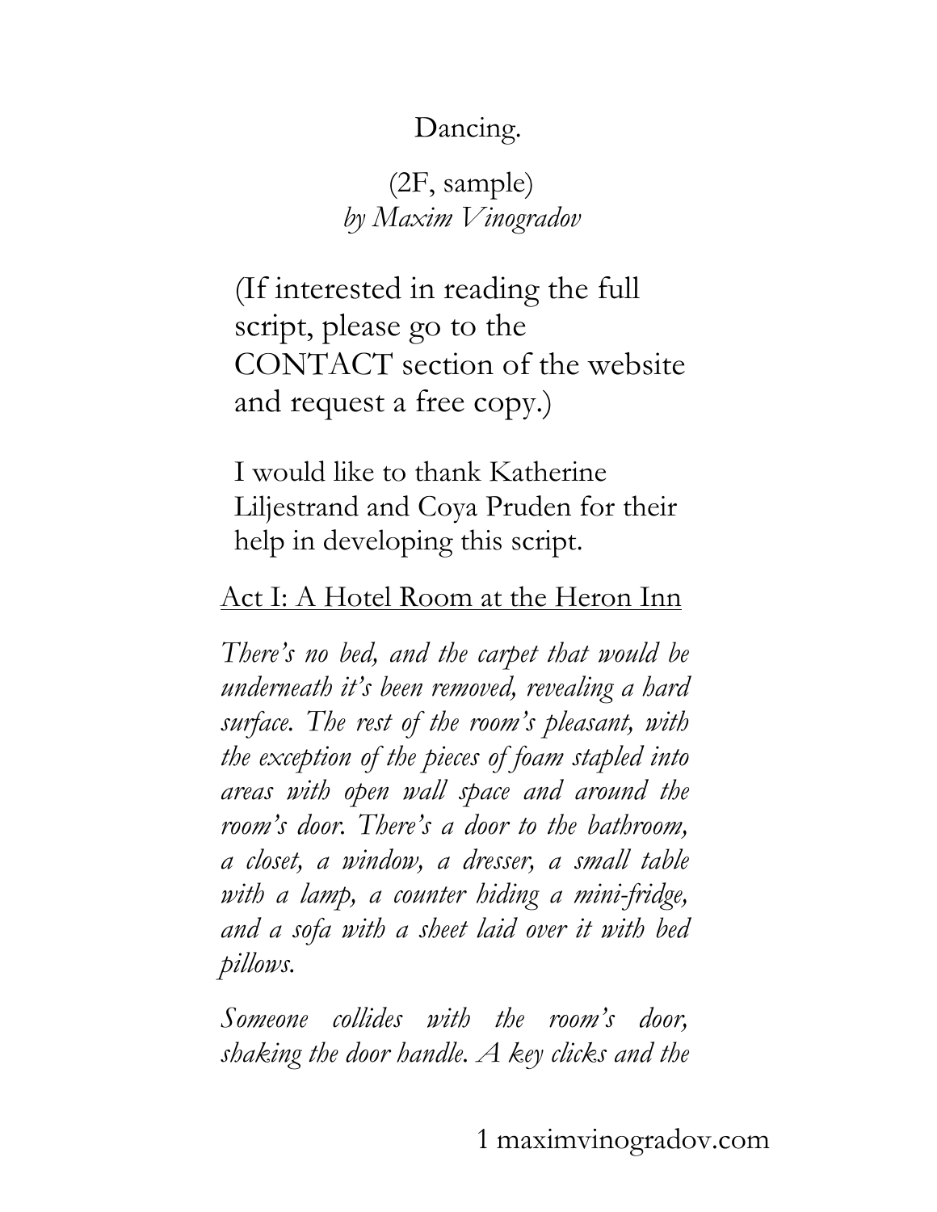# Dancing.

(2F, sample)
*by Maxim Vinogradov*

(If interested in reading the full script, please go to the CONTACT section of the website and request a free copy.)

I would like to thank Katherine Liljestrand and Coya Pruden for their help in developing this script.

<u>Act I: A Hotel Room at the Heron Inn</u>

*There's no bed, and the carpet that would be underneath it's been removed, revealing a hard surface. The rest of the room's pleasant, with the exception of the pieces of foam stapled into areas with open wall space and around the room's door. There's a door to the bathroom, a closet, a window, a dresser, a small table with a lamp, a counter hiding a mini-fridge, and a sofa with a sheet laid over it with bed pillows.*

*Someone collides with the room's door, shaking the door handle. A key clicks and the*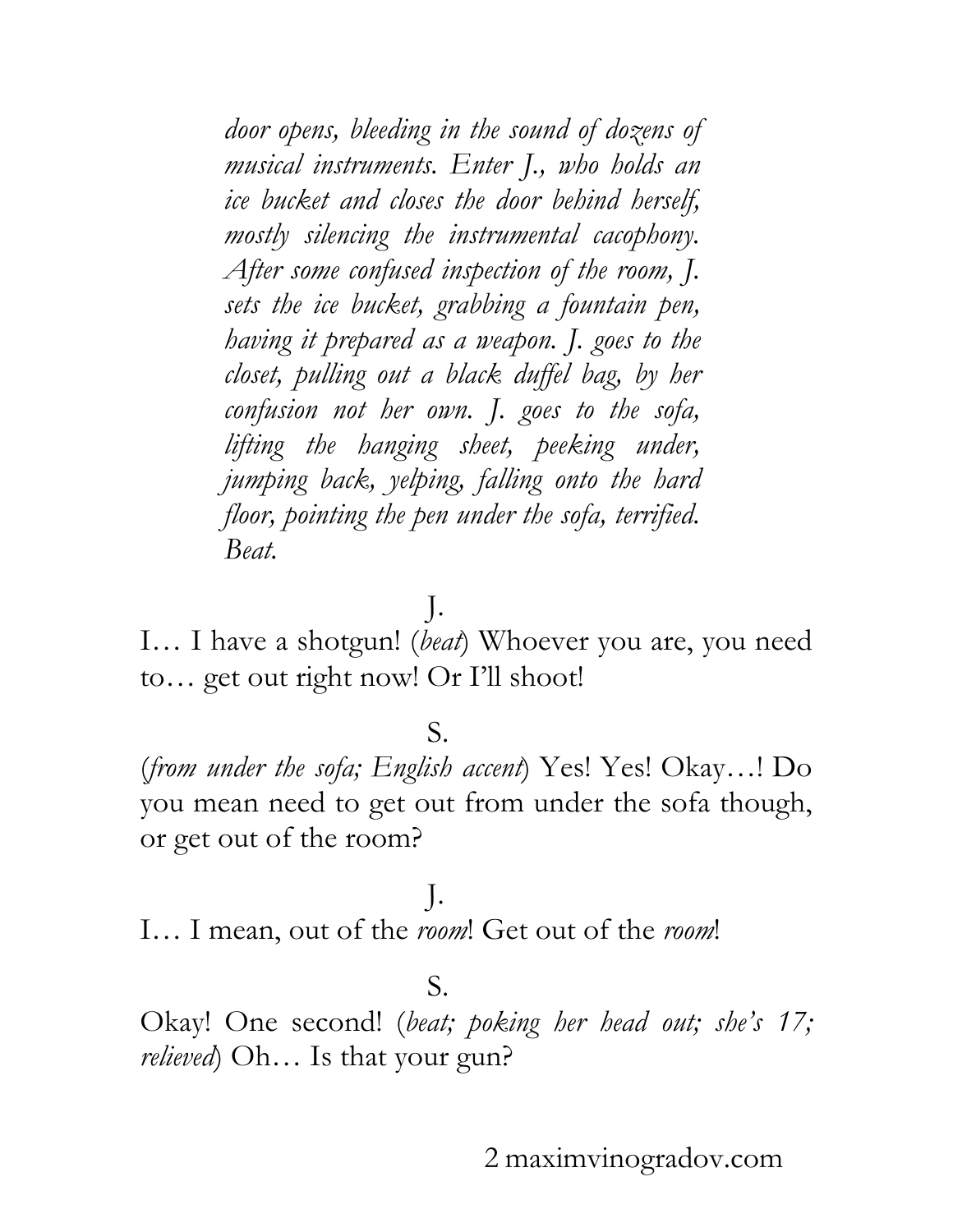*door opens, bleeding in the sound of dozens of musical instruments. Enter J., who holds an ice bucket and closes the door behind herself, mostly silencing the instrumental cacophony. After some confused inspection of the room, J. sets the ice bucket, grabbing a fountain pen, having it prepared as a weapon. J. goes to the closet, pulling out a black duffel bag, by her confusion not her own. J. goes to the sofa, lifting the hanging sheet, peeking under, jumping back, yelping, falling onto the hard floor, pointing the pen under the sofa, terrified. Beat.*

J.

I… I have a shotgun! (*beat*) Whoever you are, you need to… get out right now! Or I'll shoot!

S.

(*from under the sofa; English accent*) Yes! Yes! Okay…! Do you mean need to get out from under the sofa though, or get out of the room?

J.

I… I mean, out of the *room*! Get out of the *room*!

S.

Okay! One second! (*beat; poking her head out; she's 17; relieved*) Oh… Is that your gun?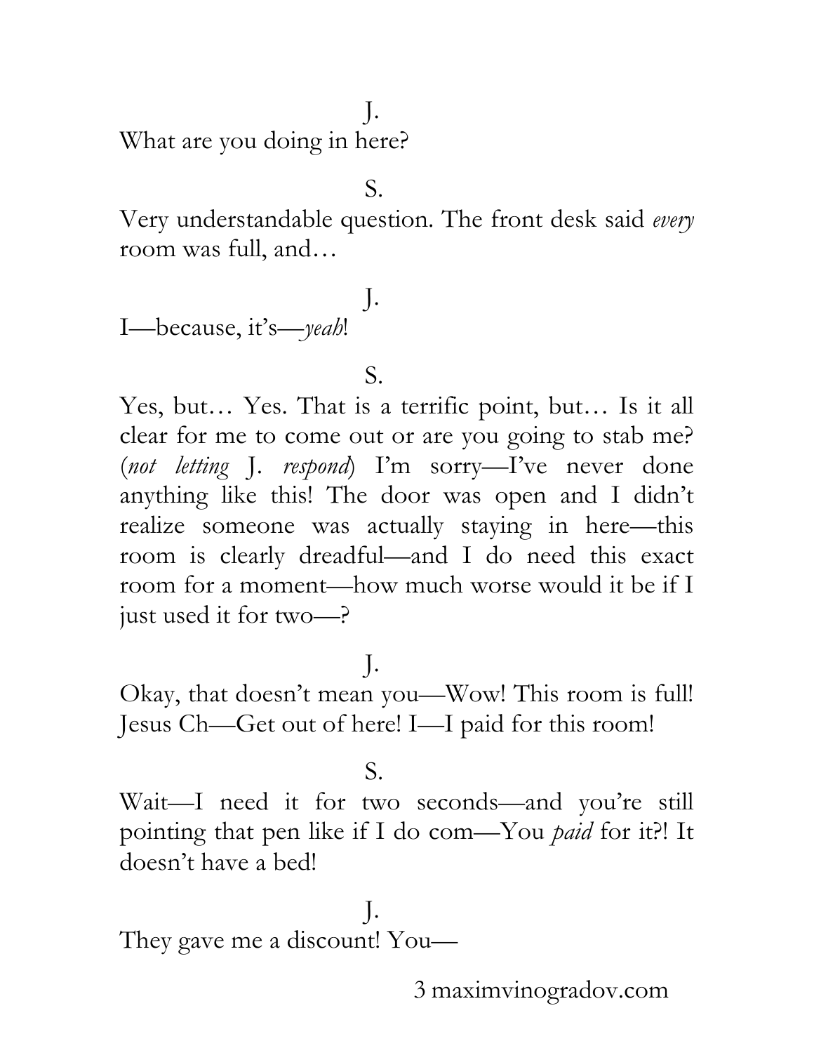J.

What are you doing in here?

S.

Very understandable question. The front desk said *every* room was full, and…

J.

I—because, it's—*yeah*!

S.

Yes, but… Yes. That is a terrific point, but… Is it all clear for me to come out or are you going to stab me? (*not letting* J. *respond*) I'm sorry—I've never done anything like this! The door was open and I didn't realize someone was actually staying in here—this room is clearly dreadful—and I do need this exact room for a moment—how much worse would it be if I just used it for two—?

J.

Okay, that doesn't mean you—Wow! This room is full! Jesus Ch—Get out of here! I—I paid for this room!

S.

Wait—I need it for two seconds—and you're still pointing that pen like if I do com—You *paid* for it?! It doesn't have a bed!

J.

They gave me a discount! You—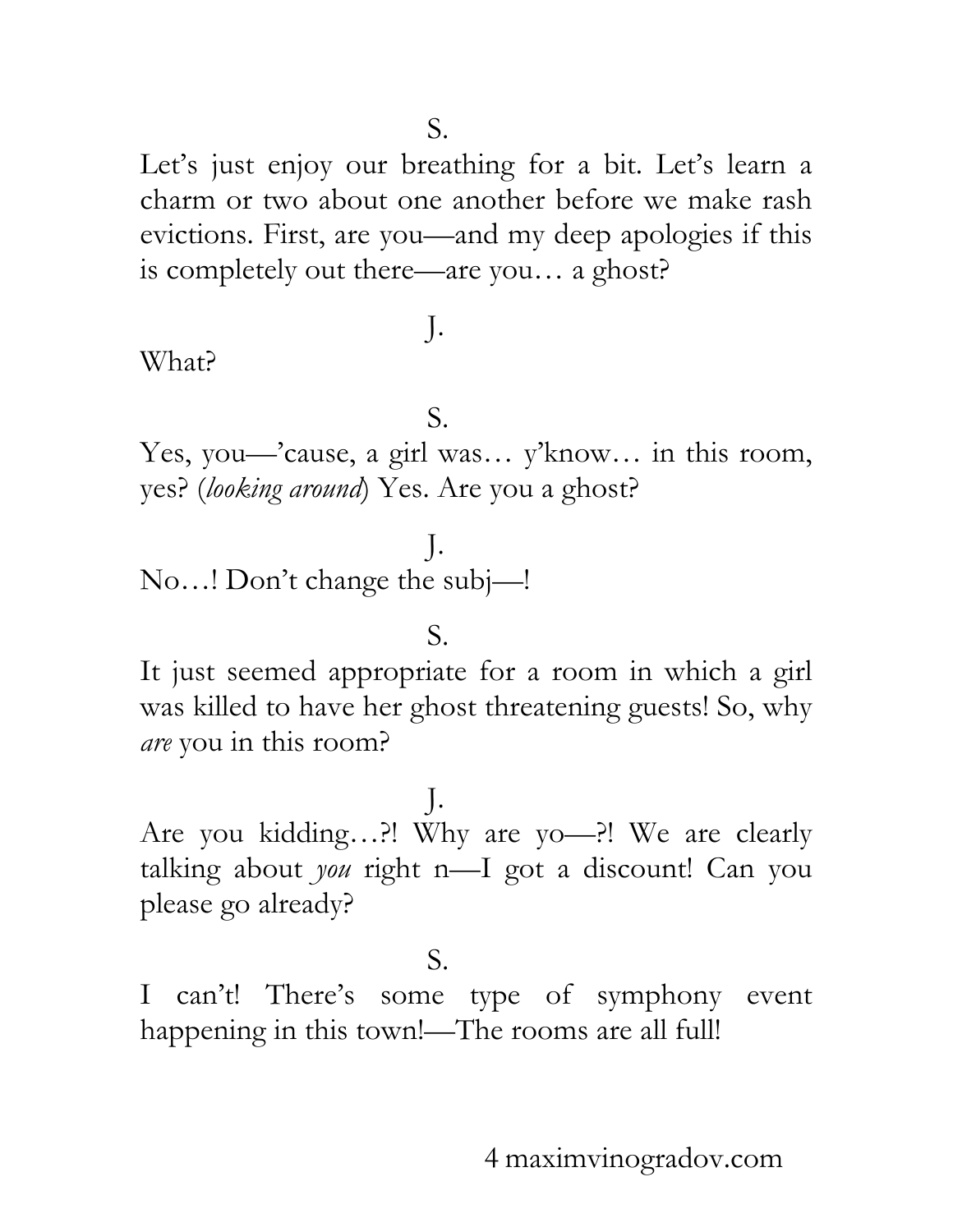S.

Let's just enjoy our breathing for a bit. Let's learn a charm or two about one another before we make rash evictions. First, are you—and my deep apologies if this is completely out there—are you… a ghost?

J.

What?

S.

Yes, you—'cause, a girl was… y'know… in this room, yes? (*looking around*) Yes. Are you a ghost?

J.

No…! Don't change the subj—!

S.

It just seemed appropriate for a room in which a girl was killed to have her ghost threatening guests! So, why *are* you in this room?

J.

Are you kidding…?! Why are yo—?! We are clearly talking about *you* right n—I got a discount! Can you please go already?

S.

I can't! There's some type of symphony event happening in this town!—The rooms are all full!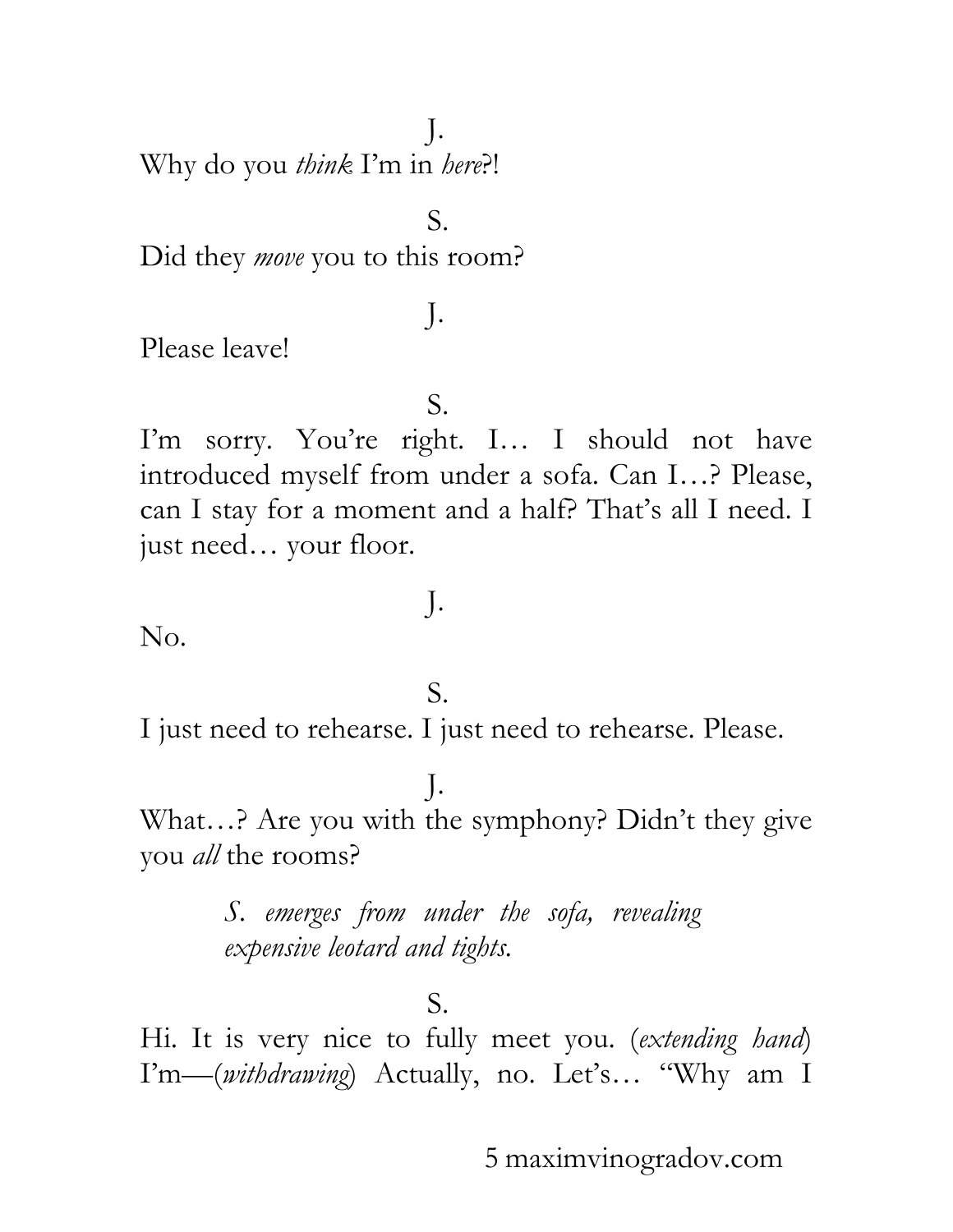J.

Why do you *think* I'm in *here*?!

S.

Did they *move* you to this room?

J.

Please leave!

S.

I'm sorry. You're right. I… I should not have introduced myself from under a sofa. Can I…? Please, can I stay for a moment and a half? That's all I need. I just need… your floor.

J.

No.

S.

I just need to rehearse. I just need to rehearse. Please.

J.

What…? Are you with the symphony? Didn't they give you *all* the rooms?

> *S. emerges from under the sofa, revealing expensive leotard and tights.*

S.

Hi. It is very nice to fully meet you. (*extending hand*) I'm—(*withdrawing*) Actually, no. Let's… "Why am I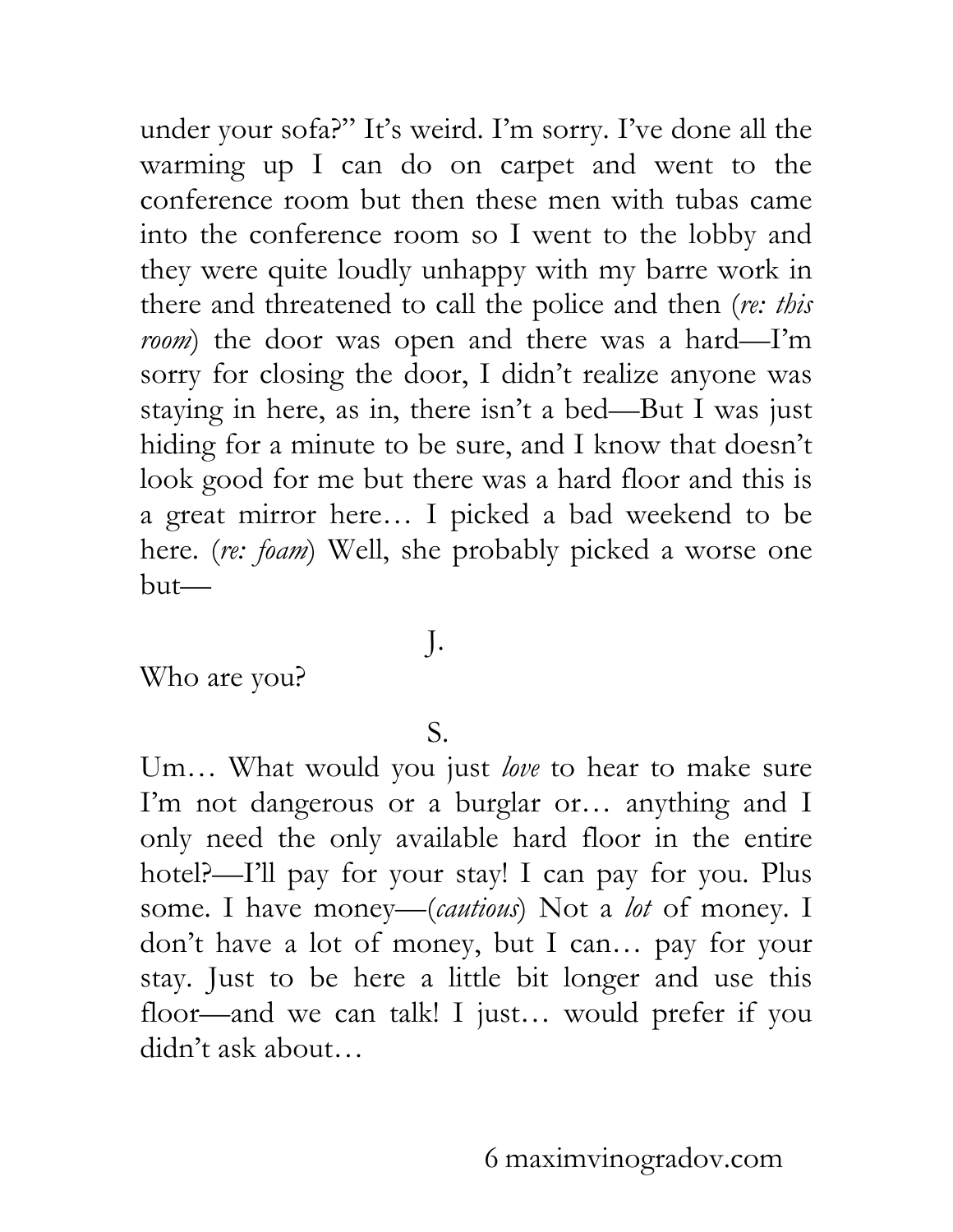under your sofa?" It's weird. I'm sorry. I've done all the warming up I can do on carpet and went to the conference room but then these men with tubas came into the conference room so I went to the lobby and they were quite loudly unhappy with my barre work in there and threatened to call the police and then (*re: this room*) the door was open and there was a hard—I'm sorry for closing the door, I didn't realize anyone was staying in here, as in, there isn't a bed—But I was just hiding for a minute to be sure, and I know that doesn't look good for me but there was a hard floor and this is a great mirror here… I picked a bad weekend to be here. (*re: foam*) Well, she probably picked a worse one but—

J.

Who are you?

S.

Um… What would you just *love* to hear to make sure I'm not dangerous or a burglar or… anything and I only need the only available hard floor in the entire hotel?—I'll pay for your stay! I can pay for you. Plus some. I have money—(*cautious*) Not a *lot* of money. I don't have a lot of money, but I can… pay for your stay. Just to be here a little bit longer and use this floor—and we can talk! I just… would prefer if you didn't ask about…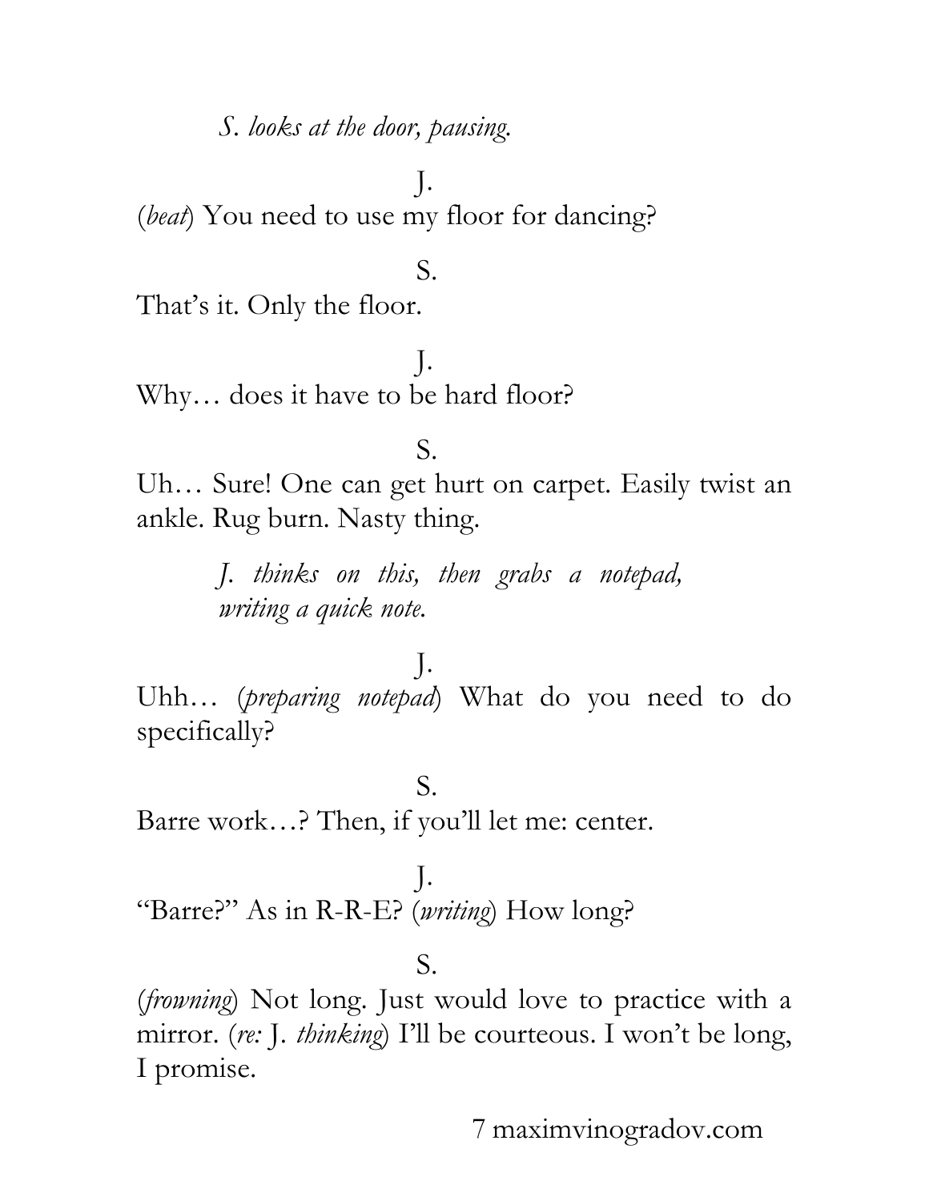*S. looks at the door, pausing.*

J.

(*beat*) You need to use my floor for dancing?

S.

That's it. Only the floor.

J.

Why… does it have to be hard floor?

S.

Uh… Sure! One can get hurt on carpet. Easily twist an ankle. Rug burn. Nasty thing.

*J. thinks on this, then grabs a notepad, writing a quick note.*

J.

Uhh… (*preparing notepad*) What do you need to do specifically?

S.

Barre work…? Then, if you'll let me: center.

J.

"Barre?" As in R-R-E? (*writing*) How long?

S.

(*frowning*) Not long. Just would love to practice with a mirror. (*re:* J. *thinking*) I'll be courteous. I won't be long, I promise.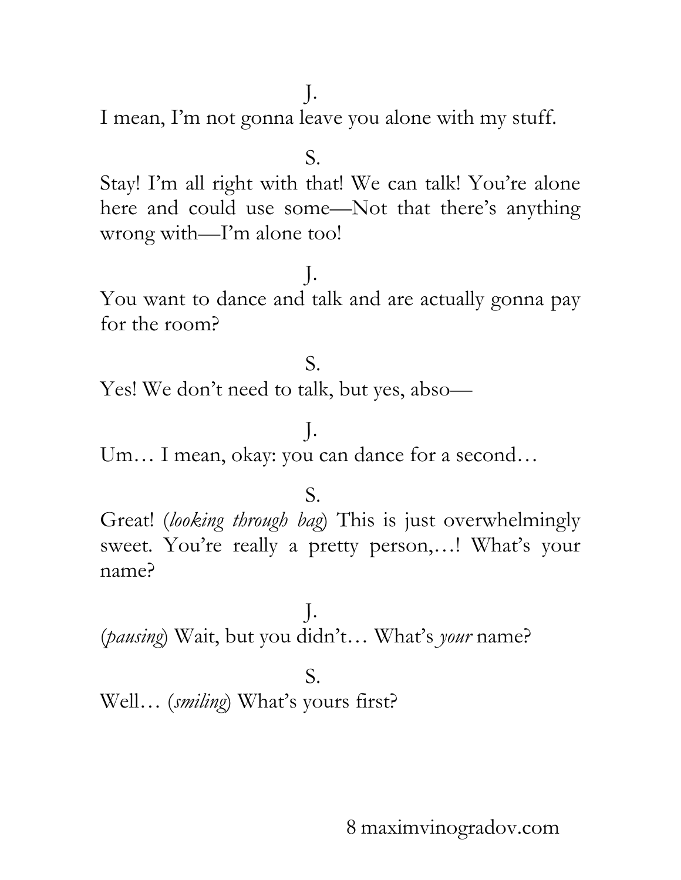J.

I mean, I'm not gonna leave you alone with my stuff.

S.

Stay! I'm all right with that! We can talk! You're alone here and could use some—Not that there's anything wrong with—I'm alone too!

J.

You want to dance and talk and are actually gonna pay for the room?

S.

Yes! We don't need to talk, but yes, abso—

J.

Um… I mean, okay: you can dance for a second…

S.

Great! (*looking through bag*) This is just overwhelmingly sweet. You're really a pretty person,…! What's your name?

J.

(*pausing*) Wait, but you didn't… What's *your* name?

S.

Well… (*smiling*) What's yours first?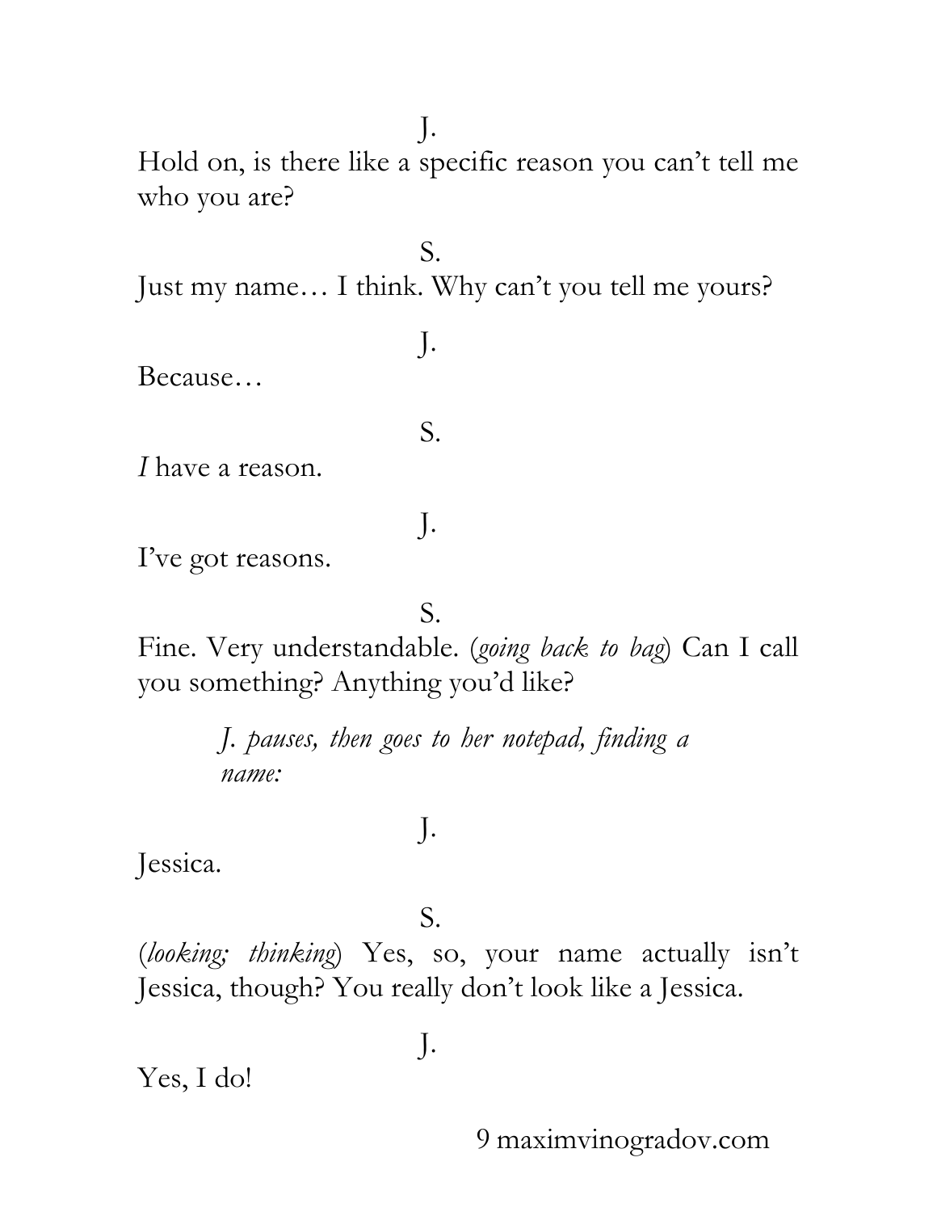J.

Hold on, is there like a specific reason you can't tell me who you are?

S.

Just my name… I think. Why can't you tell me yours?

J.

Because…

S.

*I* have a reason.

J.

I've got reasons.

S.

Fine. Very understandable. (*going back to bag*) Can I call you something? Anything you'd like?

*J. pauses, then goes to her notepad, finding a name:*

J.

Jessica.

S.

(*looking; thinking*) Yes, so, your name actually isn't Jessica, though? You really don't look like a Jessica.

J.

Yes, I do!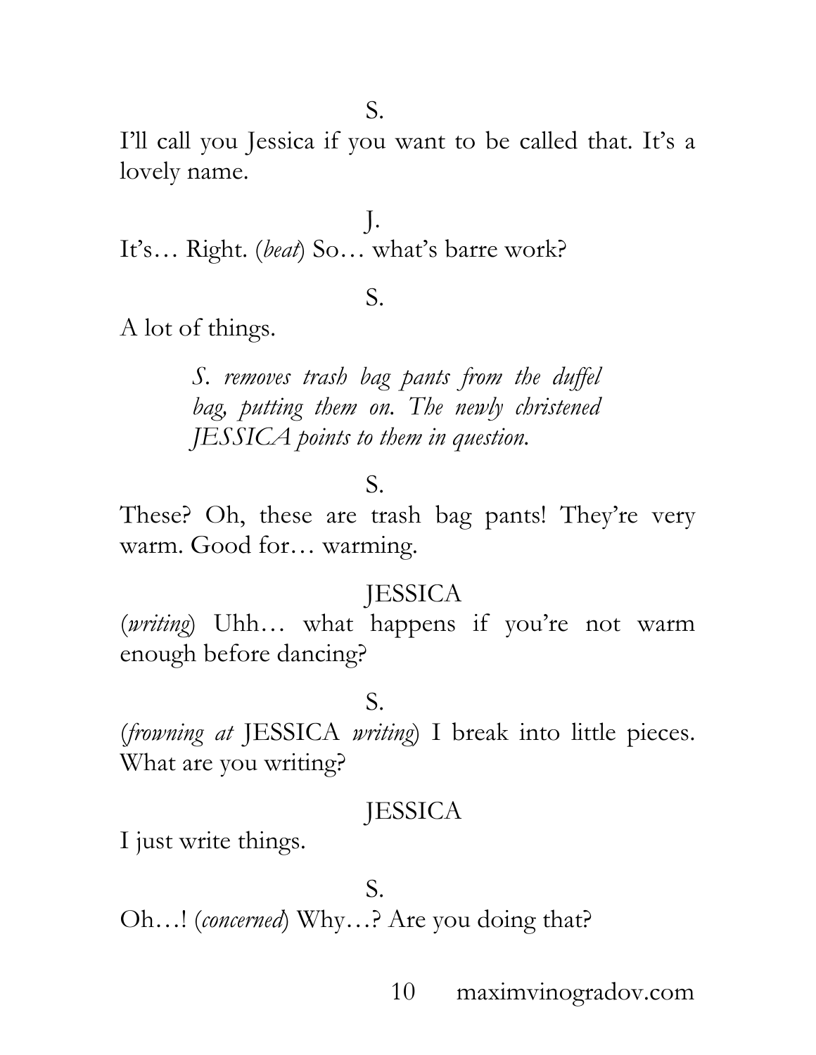S.

I'll call you Jessica if you want to be called that. It's a lovely name.

J.

It's… Right. (*beat*) So… what's barre work?

S.

A lot of things.

> *S. removes trash bag pants from the duffel bag, putting them on. The newly christened JESSICA points to them in question.*

S.

These? Oh, these are trash bag pants! They're very warm. Good for… warming.

JESSICA

(*writing*) Uhh… what happens if you're not warm enough before dancing?

S.

(*frowning at* JESSICA *writing*) I break into little pieces. What are you writing?

JESSICA

I just write things.

S.

Oh…! (*concerned*) Why…? Are you doing that?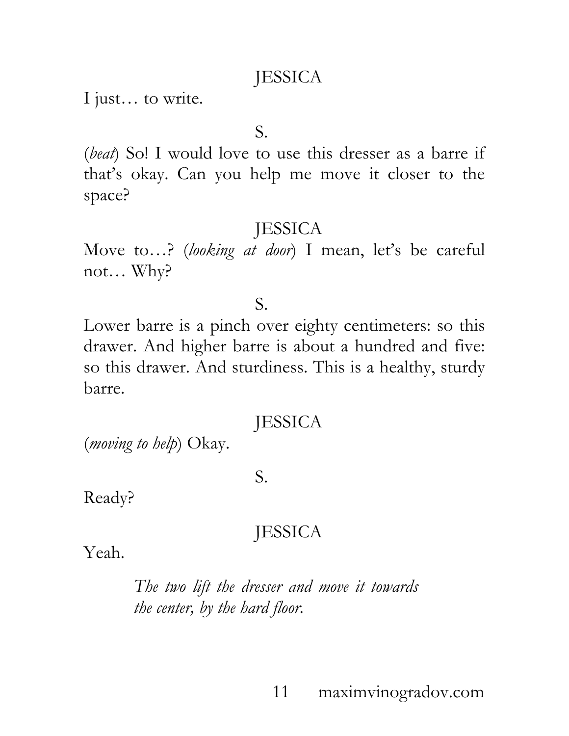JESSICA

I just… to write.

S.

(*beat*) So! I would love to use this dresser as a barre if that's okay. Can you help me move it closer to the space?

JESSICA

Move to…? (*looking at door*) I mean, let's be careful not… Why?

S.

Lower barre is a pinch over eighty centimeters: so this drawer. And higher barre is about a hundred and five: so this drawer. And sturdiness. This is a healthy, sturdy barre.

JESSICA

(*moving to help*) Okay.

S.

Ready?

JESSICA

Yeah.

*The two lift the dresser and move it towards the center, by the hard floor.*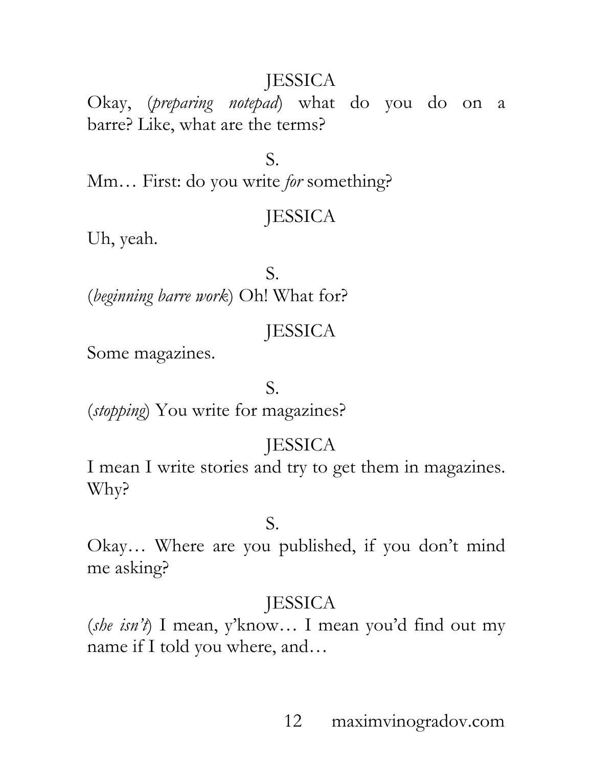JESSICA

Okay, (*preparing notepad*) what do you do on a barre? Like, what are the terms?

S.

Mm… First: do you write *for* something?

JESSICA

Uh, yeah.

S.

(*beginning barre work*) Oh! What for?

JESSICA

Some magazines.

S.

(*stopping*) You write for magazines?

JESSICA

I mean I write stories and try to get them in magazines. Why?

S.

Okay… Where are you published, if you don't mind me asking?

JESSICA

(*she isn't*) I mean, y'know… I mean you'd find out my name if I told you where, and…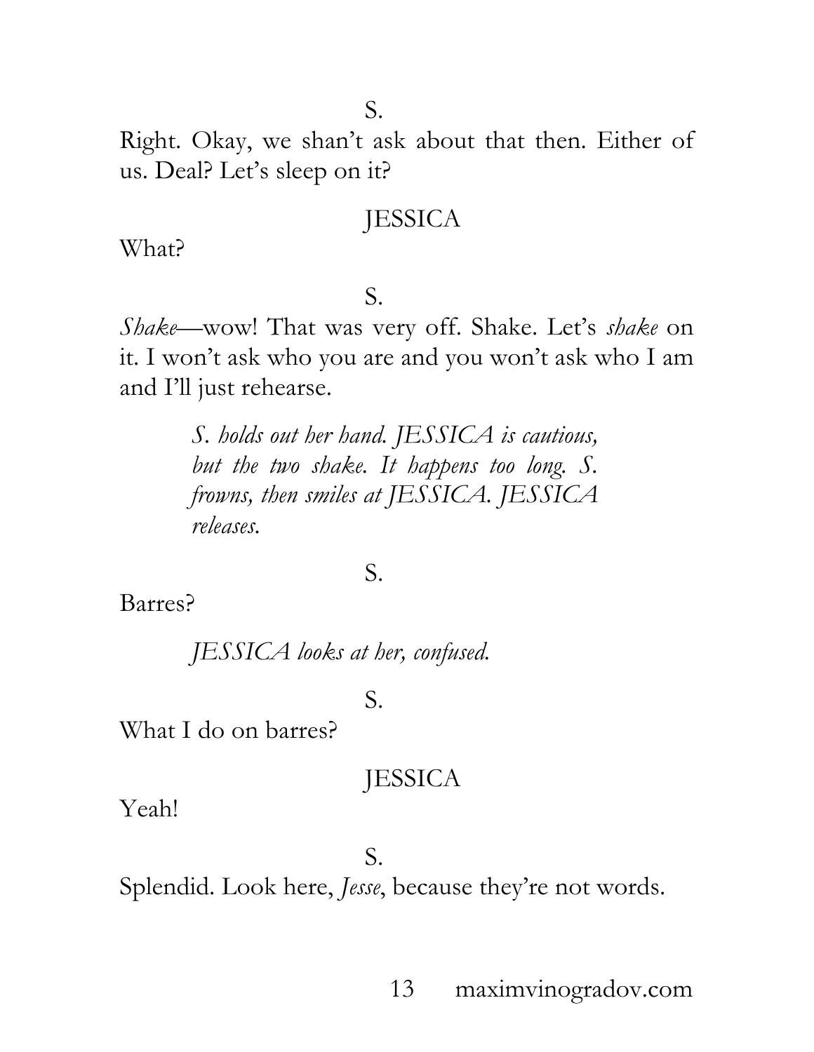S.

Right. Okay, we shan't ask about that then. Either of us. Deal? Let's sleep on it?

JESSICA

What?

S.

*Shake*—wow! That was very off. Shake. Let's *shake* on it. I won't ask who you are and you won't ask who I am and I'll just rehearse.

*S. holds out her hand. JESSICA is cautious, but the two shake. It happens too long. S. frowns, then smiles at JESSICA. JESSICA releases.*

S.

Barres?

*JESSICA looks at her, confused.*

S.

What I do on barres?

JESSICA

Yeah!

S.

Splendid. Look here, *Jesse*, because they're not words.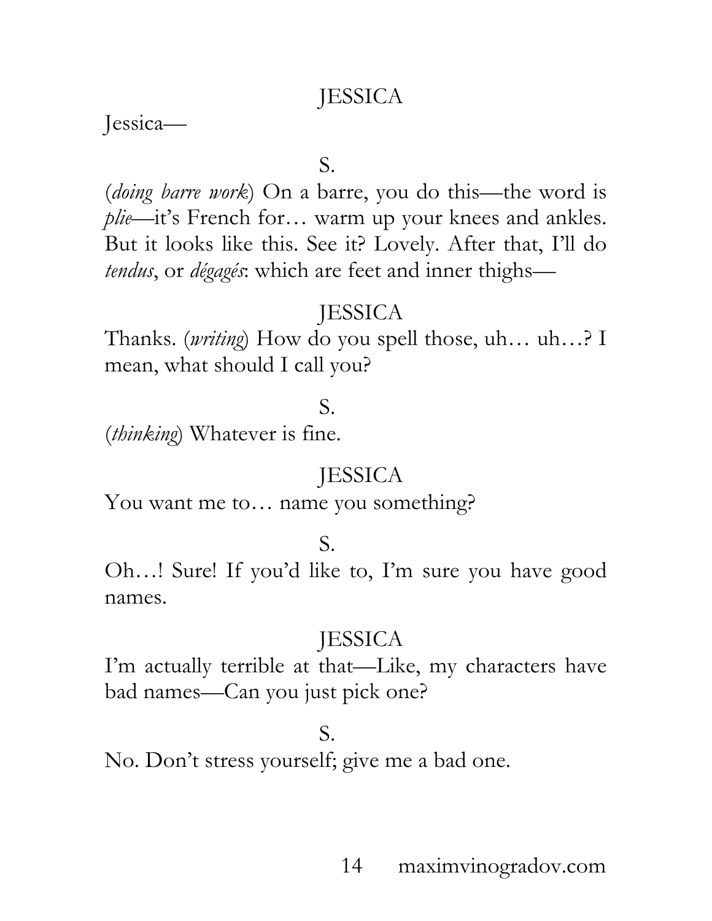JESSICA

Jessica—

S.

(*doing barre work*) On a barre, you do this—the word is *plie*—it's French for… warm up your knees and ankles. But it looks like this. See it? Lovely. After that, I'll do *tendus*, or *dégagés*: which are feet and inner thighs—

JESSICA

Thanks. (*writing*) How do you spell those, uh… uh…? I mean, what should I call you?

S.

(*thinking*) Whatever is fine.

JESSICA

You want me to… name you something?

S.

Oh…! Sure! If you'd like to, I'm sure you have good names.

JESSICA

I'm actually terrible at that—Like, my characters have bad names—Can you just pick one?

S.

No. Don't stress yourself; give me a bad one.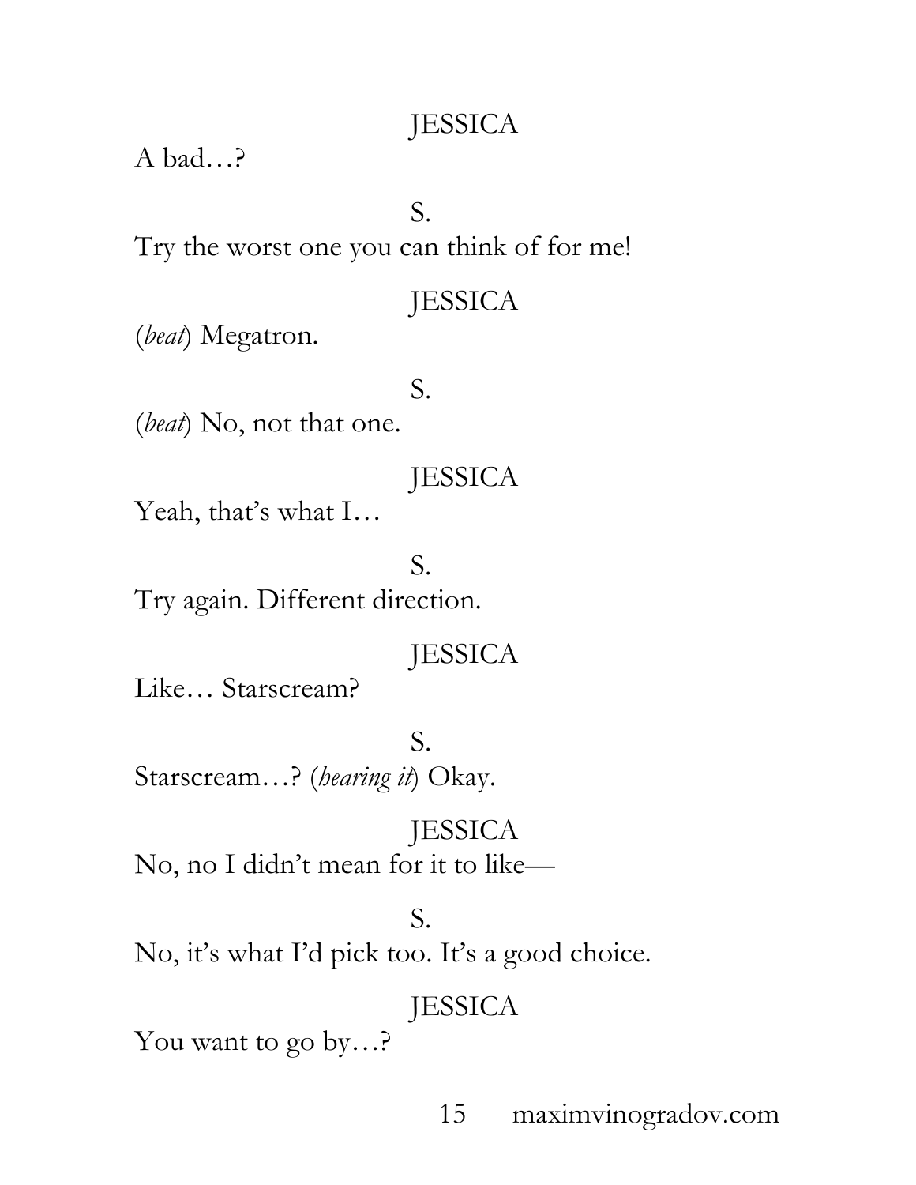JESSICA

A bad…?

S.

Try the worst one you can think of for me!

JESSICA

(*beat*) Megatron.

S.

(*beat*) No, not that one.

JESSICA

Yeah, that's what I…

S.

Try again. Different direction.

JESSICA

Like… Starscream?

S.

Starscream…? (*hearing it*) Okay.

JESSICA

No, no I didn't mean for it to like—

S.

No, it's what I'd pick too. It's a good choice.

JESSICA

You want to go by…?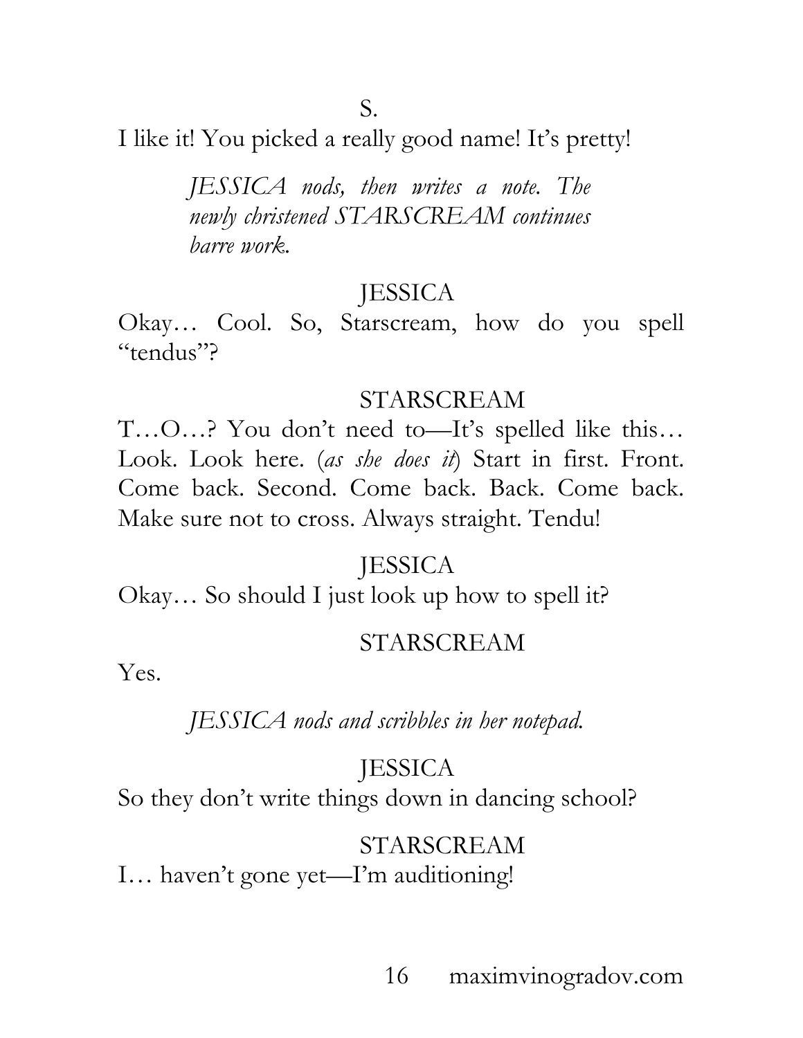S.

I like it! You picked a really good name! It's pretty!

*JESSICA nods, then writes a note. The newly christened STARSCREAM continues barre work.*

JESSICA

Okay… Cool. So, Starscream, how do you spell "tendus"?

STARSCREAM

T…O…? You don't need to—It's spelled like this… Look. Look here. (*as she does it*) Start in first. Front. Come back. Second. Come back. Back. Come back. Make sure not to cross. Always straight. Tendu!

JESSICA

Okay… So should I just look up how to spell it?

STARSCREAM

Yes.

*JESSICA nods and scribbles in her notepad.*

JESSICA

So they don't write things down in dancing school?

STARSCREAM

I… haven't gone yet—I'm auditioning!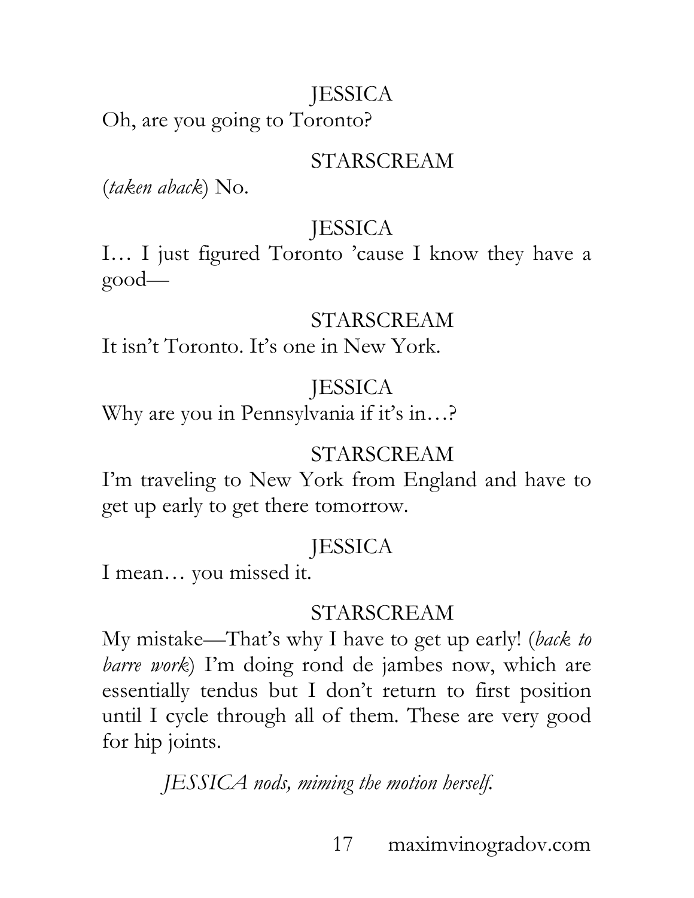JESSICA

Oh, are you going to Toronto?

STARSCREAM

(*taken aback*) No.

JESSICA

I… I just figured Toronto ’cause I know they have a good—

STARSCREAM

It isn’t Toronto. It’s one in New York.

JESSICA

Why are you in Pennsylvania if it’s in…?

STARSCREAM

I’m traveling to New York from England and have to get up early to get there tomorrow.

JESSICA

I mean… you missed it.

STARSCREAM

My mistake—That’s why I have to get up early! (*back to barre work*) I’m doing rond de jambes now, which are essentially tendus but I don’t return to first position until I cycle through all of them. These are very good for hip joints.

*JESSICA nods, miming the motion herself.*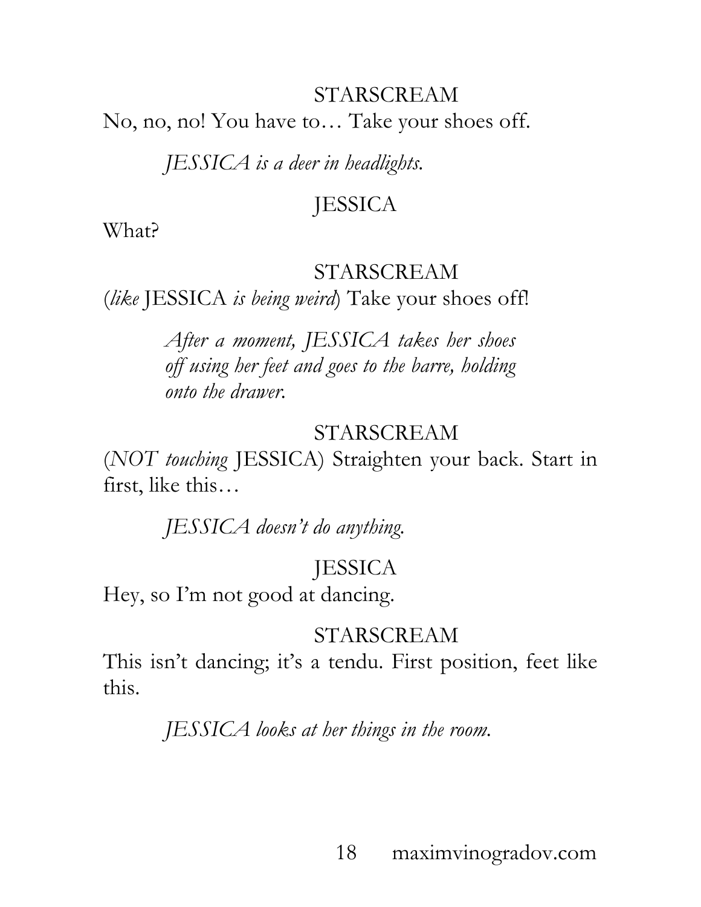STARSCREAM

No, no, no! You have to… Take your shoes off.

*JESSICA is a deer in headlights.*

JESSICA

What?

STARSCREAM

(*like* JESSICA *is being weird*) Take your shoes off!

*After a moment, JESSICA takes her shoes off using her feet and goes to the barre, holding onto the drawer.*

STARSCREAM

(*NOT touching* JESSICA) Straighten your back. Start in first, like this…

*JESSICA doesn't do anything.*

JESSICA

Hey, so I'm not good at dancing.

STARSCREAM

This isn't dancing; it's a tendu. First position, feet like this.

*JESSICA looks at her things in the room.*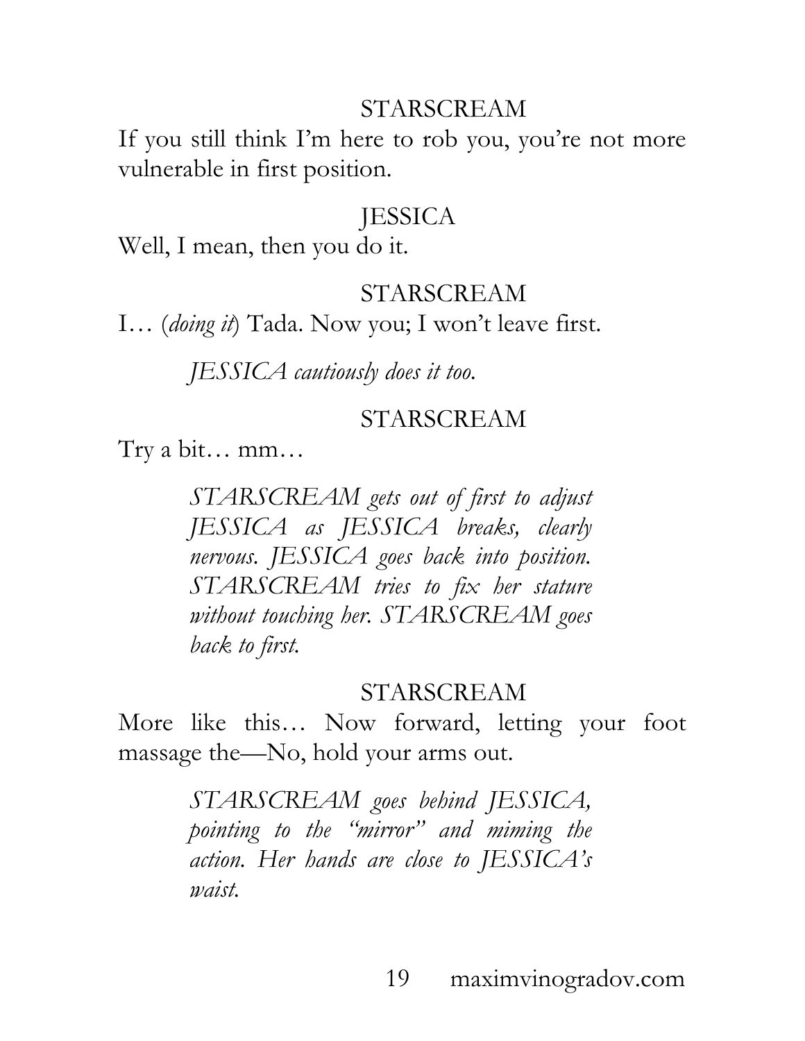STARSCREAM

If you still think I'm here to rob you, you're not more vulnerable in first position.

JESSICA

Well, I mean, then you do it.

STARSCREAM

I… (*doing it*) Tada. Now you; I won't leave first.

*JESSICA cautiously does it too.*

STARSCREAM

Try a bit… mm…

*STARSCREAM gets out of first to adjust JESSICA as JESSICA breaks, clearly nervous. JESSICA goes back into position. STARSCREAM tries to fix her stature without touching her. STARSCREAM goes back to first.*

STARSCREAM

More like this… Now forward, letting your foot massage the—No, hold your arms out.

*STARSCREAM goes behind JESSICA, pointing to the "mirror" and miming the action. Her hands are close to JESSICA's waist.*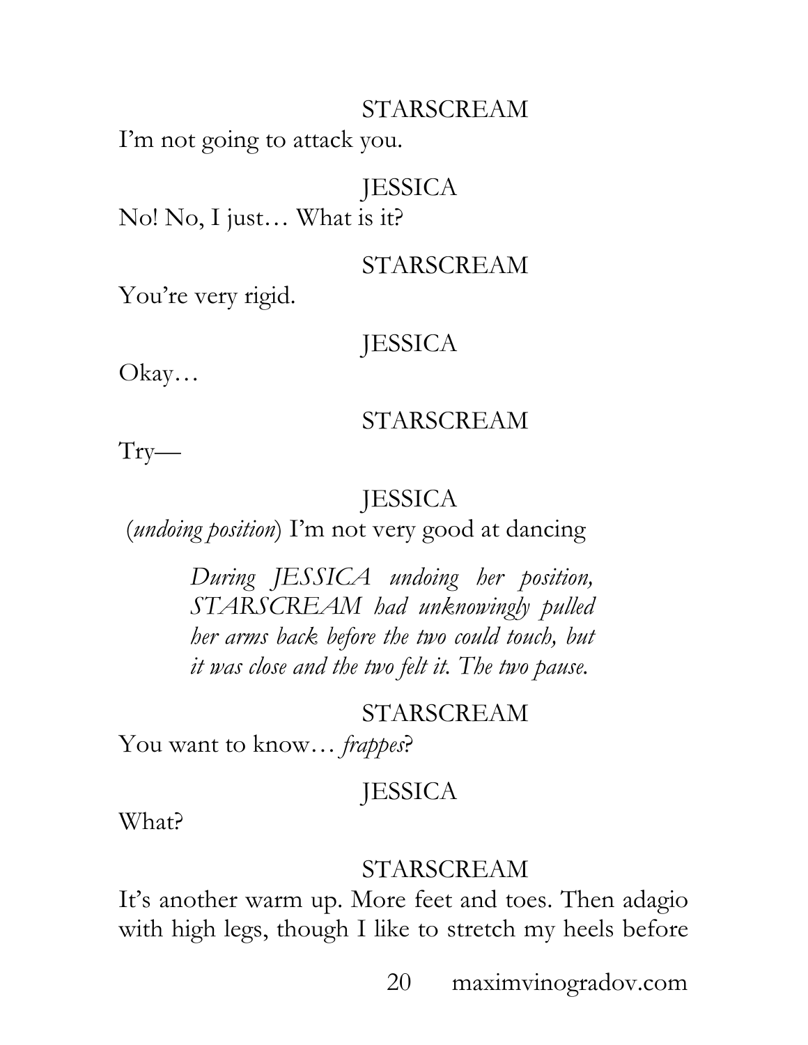STARSCREAM

I'm not going to attack you.

JESSICA

No! No, I just… What is it?

STARSCREAM

You're very rigid.

JESSICA

Okay…

STARSCREAM

Try—

JESSICA

(*undoing position*) I'm not very good at dancing

> *During JESSICA undoing her position, STARSCREAM had unknowingly pulled her arms back before the two could touch, but it was close and the two felt it. The two pause.*

STARSCREAM

You want to know… *frappes*?

JESSICA

What?

STARSCREAM

It's another warm up. More feet and toes. Then adagio with high legs, though I like to stretch my heels before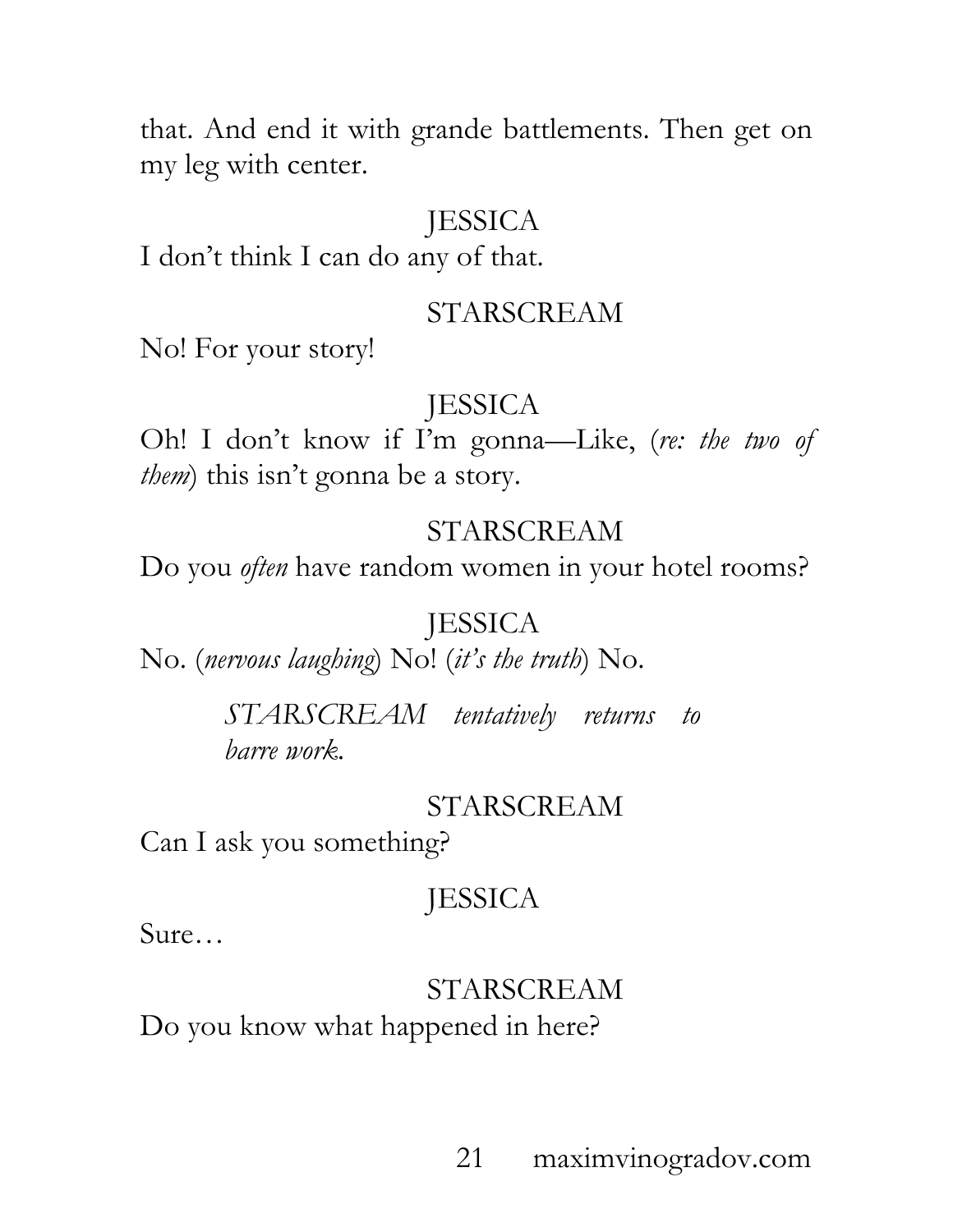that. And end it with grande battlements. Then get on my leg with center.

JESSICA

I don't think I can do any of that.

STARSCREAM

No! For your story!

JESSICA

Oh! I don't know if I'm gonna—Like, (*re: the two of them*) this isn't gonna be a story.

STARSCREAM

Do you *often* have random women in your hotel rooms?

JESSICA

No. (*nervous laughing*) No! (*it's the truth*) No.

*STARSCREAM tentatively returns to barre work.*

STARSCREAM

Can I ask you something?

JESSICA

Sure…

STARSCREAM

Do you know what happened in here?